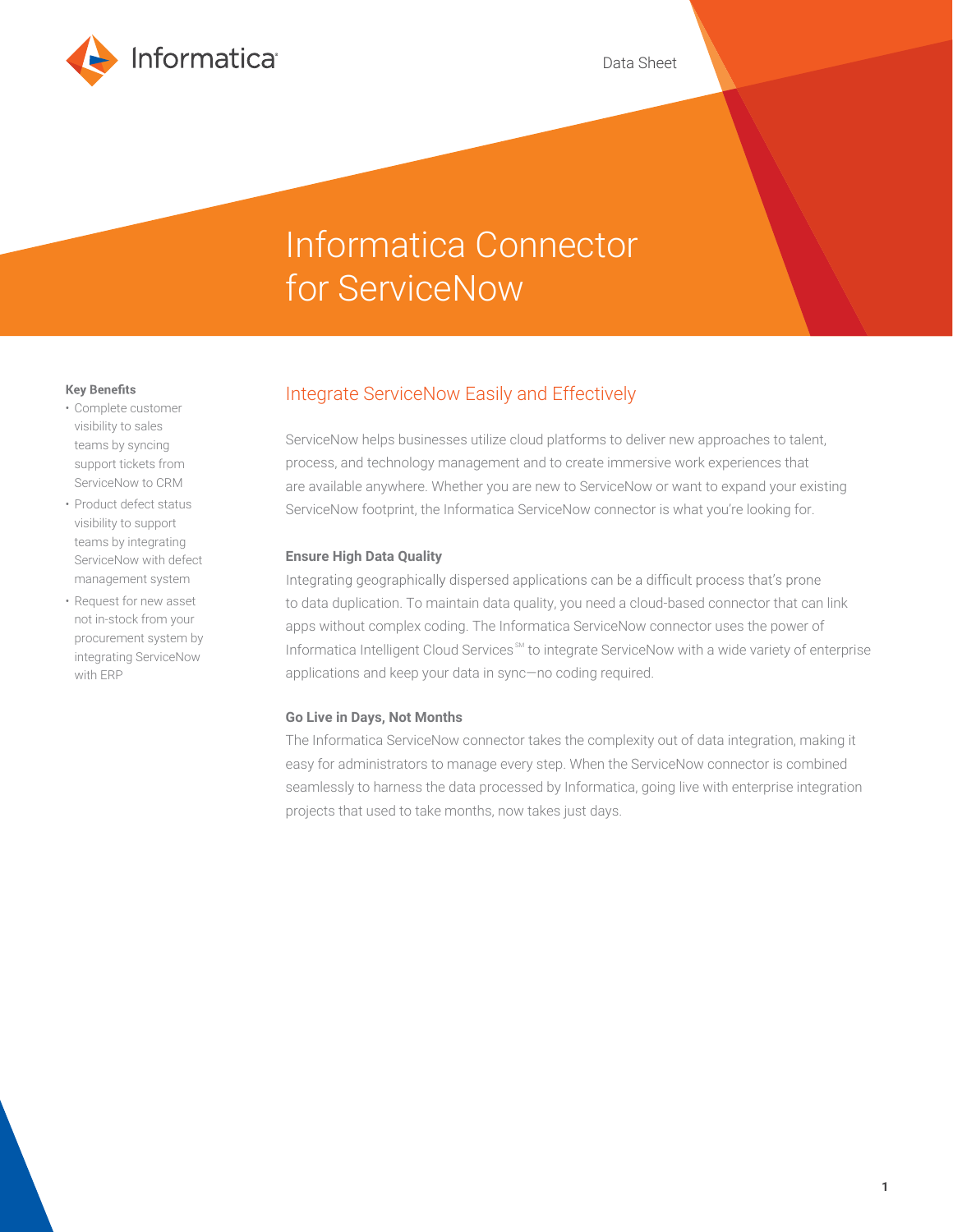Informatica

Data Sheet

# Informatica Connector for ServiceNow

**Key Benefits**

- Complete customer visibility to sales teams by syncing support tickets from ServiceNow to CRM
- Product defect status visibility to support teams by integrating ServiceNow with defect management system
- Request for new asset not in-stock from your procurement system by integrating ServiceNow with ERP

## Integrate ServiceNow Easily and Effectively

ServiceNow helps businesses utilize cloud platforms to deliver new approaches to talent, process, and technology management and to create immersive work experiences that are available anywhere. Whether you are new to ServiceNow or want to expand your existing ServiceNow footprint, the Informatica ServiceNow connector is what you're looking for.

### Ensure High Data Quality

Integrating geographically dispersed applications can be a difficult process that's prone to data duplication. To maintain data quality, you need a cloud-based connector that can link apps without complex coding. The Informatica ServiceNow connector uses the power of Informatica Intelligent Cloud Services℠ to integrate ServiceNow with a wide variety of enterprise applications and keep your data in sync—no coding required.

### Go Live in Days, Not Months

The Informatica ServiceNow connector takes the complexity out of data integration, making it easy for administrators to manage every step. When the ServiceNow connector is combined seamlessly to harness the data processed by Informatica, going live with enterprise integration projects that used to take months, now takes just days.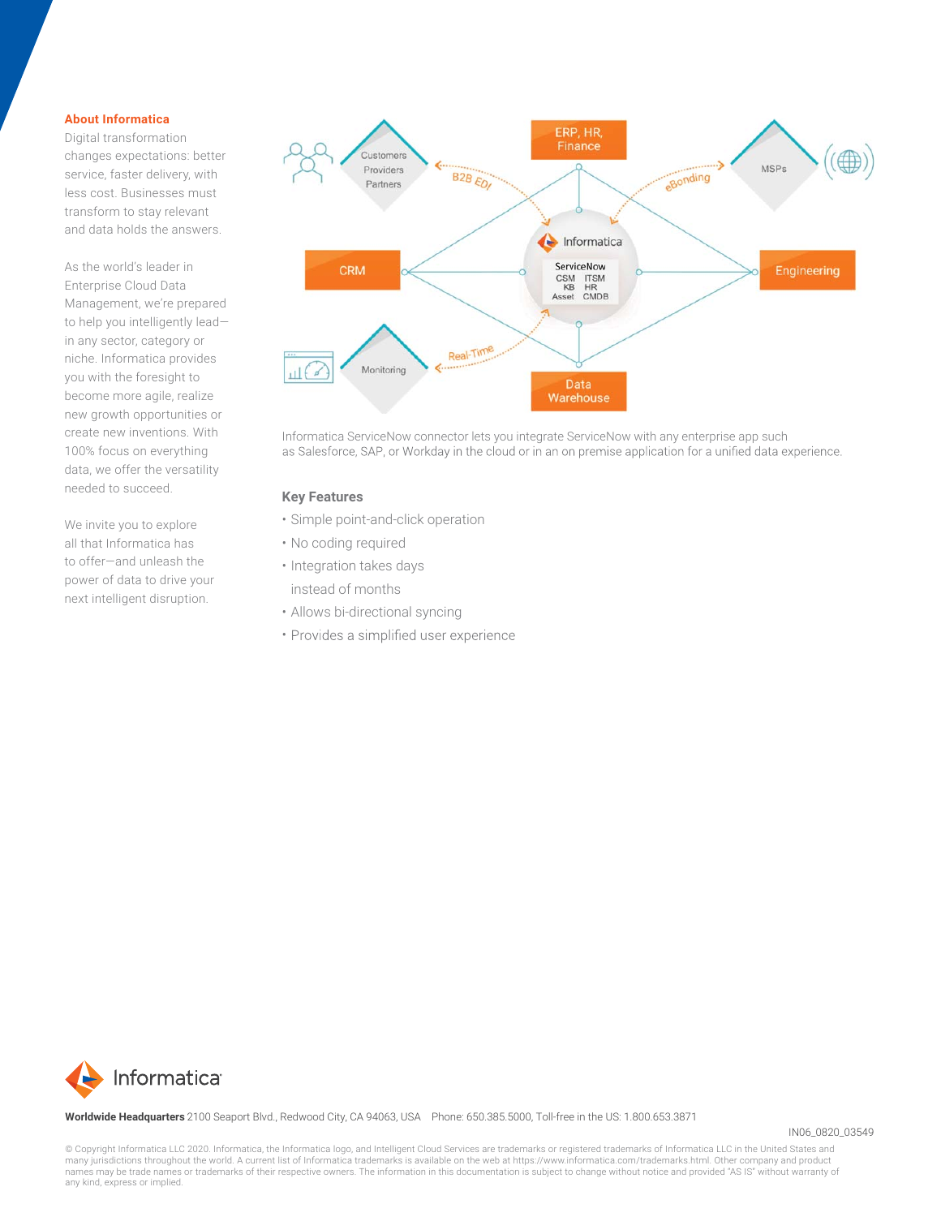## About Informatica

Digital transformation changes expectations: better service, faster delivery, with less cost. Businesses must transform to stay relevant and data holds the answers.

As the world's leader in Enterprise Cloud Data Management, we're prepared to help you intelligently lead—in any sector, category or niche. Informatica provides you with the foresight to become more agile, realize new growth opportunities or create new inventions. With 100% focus on everything data, we offer the versatility needed to succeed.

We invite you to explore all that Informatica has to offer—and unleash the power of data to drive your next intelligent disruption.

Customers
Providers
Partners
B2B EDI
ERP, HR, Finance
eBonding
MSPs
Informatica
ServiceNow
CSM ITSM
KB HR
Asset CMDB
CRM
Engineering
Monitoring
Real-Time
Data Warehouse

Informatica ServiceNow connector lets you integrate ServiceNow with any enterprise app such as Salesforce, SAP, or Workday in the cloud or in an on premise application for a unified data experience.

### Key Features

- Simple point-and-click operation
- No coding required
- Integration takes days instead of months
- Allows bi-directional syncing
- Provides a simplified user experience

Informatica

**Worldwide Headquarters** 2100 Seaport Blvd., Redwood City, CA 94063, USA Phone: 650.385.5000, Toll-free in the US: 1.800.653.3871

IN06_0820_03549

© Copyright Informatica LLC 2020. Informatica, the Informatica logo, and Intelligent Cloud Services are trademarks or registered trademarks of Informatica LLC in the United States and many jurisdictions throughout the world. A current list of Informatica trademarks is available on the web at https://www.informatica.com/trademarks.html. Other company and product names may be trade names or trademarks of their respective owners. The information in this documentation is subject to change without notice and provided "AS IS" without warranty of any kind, express or implied.